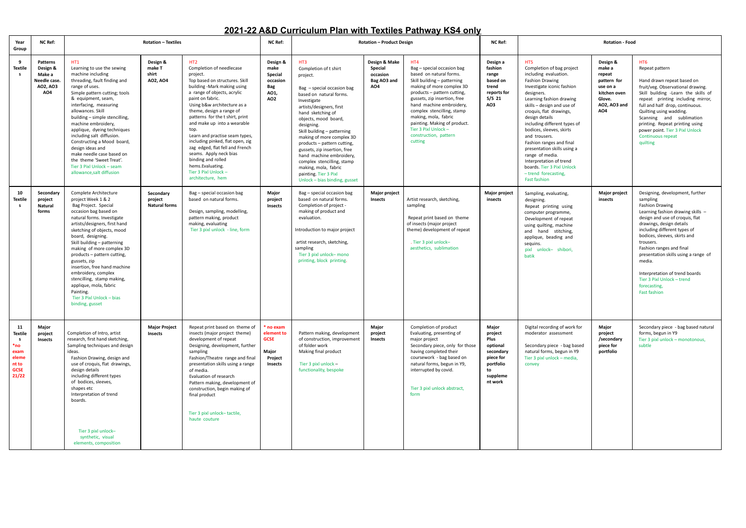# 2021-22 A&D Curriculum Plan with Textiles Pathway KS4 only

| Year Group | NC Ref: | Rotation – Textiles | | | NC Ref: | Rotation – Product Design | | | NC Ref: | Rotation - Food | | |
|---|---|---|---|---|---|---|---|---|---|---|---|---|
| 9 Textiles | Patterns Design & Make a Needle case. AO2, AO3 AO4 | HT1 Learning to use the sewing machine including threading, fault finding and range of uses. Simple pattern cutting; tools & equipment, seam, interfacing, measuring allowances. Skill building – simple stencilling, machine embroidery, applique, dyeing techniques including salt diffusion. Constructing a Mood board, design ideas and make needle case based on the theme 'Sweet Treat'. Tier 3 Pixl Unlock – seam allowance,salt diffusion | Design & make T shirt AO2, AO4 | HT2 Completion of needlecase project. Top based on structures. Skill building -Mark making using a range of objects, acrylic paint on fabric. Using b&w architecture as a theme, design a range of patterns for the t shirt, print and make up into a wearable top. Learn and practise seam types, including pinked, flat open, zig zag edged, flat fell and French seams. Apply neck bias binding and rolled hems.Evaluation. Tier 3 Pixl Unlock – architecture, hem | Design & make Special occasion Bag AO1, AO2 | HT3 Completion of t shirt project. Bag – special occasion bag based on natural forms. Investigate artists/designers, first hand sketching of objects, mood board, designing. Skill building – patterning making of more complex 3D products – pattern cutting, gussets, zip insertion, free hand machine embroidery, complex stencilling, stamp making, mola, fabric painting. Tier 3 Pixl Unlock – bias binding, gusset | Design & Make Special occasion Bag AO3 and AO4 | HT4 Bag – special occasion bag based on natural forms. Skill building – patterning making of more complex 3D products – pattern cutting, gussets, zip insertion, free hand machine embroidery, complex stencilling, stamp making, mola, fabric painting. Making of product. Tier 3 Pixl Unlock – construction, pattern cutting | Design a fashion range based on trend reports for S/S 21 AO3 | HT5 Completion of bag project including evaluation. Fashion Drawing Investigate iconic fashion designers. Learning fashion drawing skills – design and use of croquis, flat drawings, design details including different types of bodices, sleeves, skirts and trousers. Fashion ranges and final presentation skills using a range of media. Interpretation of trend boards. Tier 3 Pixl Unlock – trend forecasting, Fast fashion | Design & make a repeat pattern for use on a kitchen oven Glove. AO2, AO3 and AO4 | HT6 Repeat pattern Hand drawn repeat based on fruit/veg. Observational drawing. Skill building -Learn the skills of repeat printing including mirror, full and half drop, continuous. Quilting using wadding. Scanning and sublimation printing. Repeat printing using power point. Tier 3 Pixl Unlock Continuous repeat quilting |
| 10 Textiles | Secondary project Natural forms | Complete Architecture project Week 1 & 2 Bag Project. Special occasion bag based on natural forms. Investigate artists/designers, first hand sketching of objects, mood board, designing. Skill building – patterning making of more complex 3D products – pattern cutting, gussets, zip insertion, free hand machine embroidery, complex stencilling, stamp making, applique, mola, fabric Painting. Tier 3 Pixl Unlock – bias binding, gusset | Secondary project Natural forms | Bag – special occasion bag based on natural forms. Design, sampling, modelling, pattern making, product making, evaluating Tier 3 pixl unlock - line, form | Major project Insects | Bag – special occasion bag based on natural forms. Completion of project - making of product and evaluation. Introduction to major project artist research, sketching, sampling Tier 3 pixl unlock– mono printing, block printing. | Major project Insects | Artist research, sketching, sampling Repeat print based on theme of insects (major project theme) development of repeat . Tier 3 pixl unlock– aesthetics, sublimation | Major project insects | Sampling, evaluating, designing. Repeat printing using computer programme, Development of repeat using quilting, machine and hand stitching, applique, beading and sequins. pixl unlock– shibori, batik | Major project insects | Designing, development, further sampling Fashion Drawing Learning fashion drawing skills – design and use of croquis, flat drawings, design details including different types of bodices, sleeves, skirts and trousers. Fashion ranges and final presentation skills using a range of media. Interpretation of trend boards Tier 3 Pixl Unlock – trend forecasting, Fast fashion |
| 11 Textiles *no exam element to GCSE 21/22 | Major project Insects | Completion of Intro, artist research, first hand sketching, Sampling techniques and design ideas. Fashion Drawing, design and use of croquis, flat drawings, design details including different types of bodices, sleeves, shapes etc Interpretation of trend boards. Tier 3 pixl unlock– synthetic, visual elements, composition | Major Project Insects | Repeat print based on theme of insects (major project theme) development of repeat Designing, development, further sampling Fashion/Theatre range and final presentation skills using a range of media. Evaluation of research Pattern making, development of construction, begin making of final product Tier 3 pixl unlock– tactile, haute couture | * no exam element to GCSE Major Project Insects | Pattern making, development of construction, improvement of folder work Making final product Tier 3 pixl unlock – functionality, bespoke | Major project Insects | Completion of product Evaluating, presenting of major project Secondary piece, only for those having completed their coursework - bag based on natural forms, begun in Y9, interrupted by covid. Tier 3 pixl unlock abstract, form | Major project Plus optional secondary piece for portfolio to suppleme nt work | Digital recording of work for moderator assessment Secondary piece - bag based natural forms, begun in Y9 Tier 3 pixl unlock – media, convey | Major project /secondary piece for portfolio | Secondary piece - bag based natural forms, begun in Y9 Tier 3 pixl unlock – monotonous, subtle |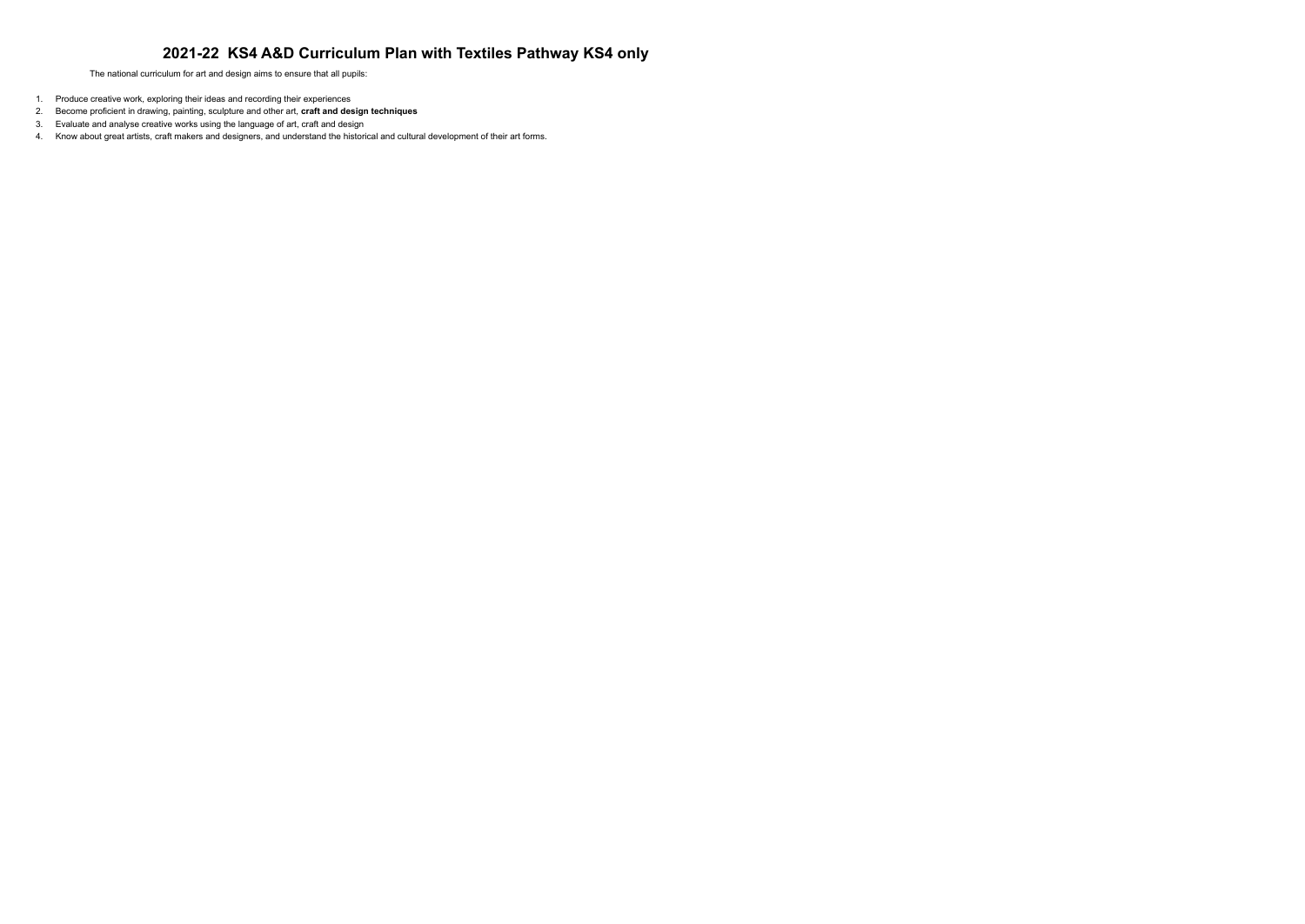# 2021-22 KS4 A&D Curriculum Plan with Textiles Pathway KS4 only

The national curriculum for art and design aims to ensure that all pupils:

1. Produce creative work, exploring their ideas and recording their experiences
2. Become proficient in drawing, painting, sculpture and other art, **craft and design techniques**
3. Evaluate and analyse creative works using the language of art, craft and design
4. Know about great artists, craft makers and designers, and understand the historical and cultural development of their art forms.